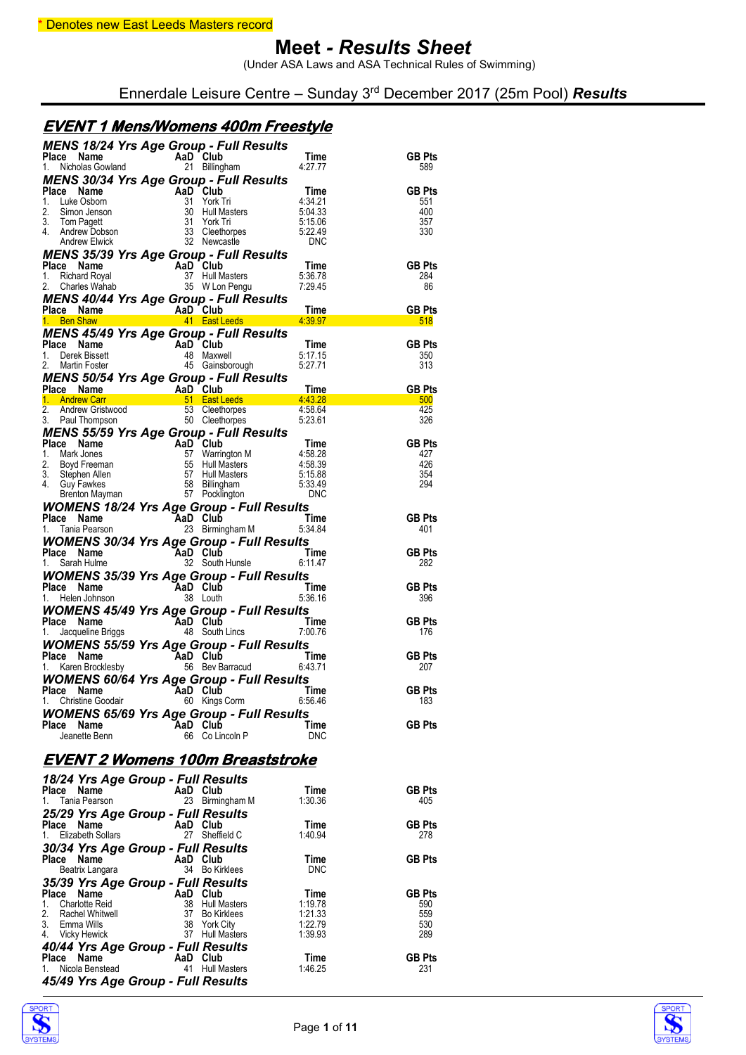\* Denotes new East Leeds Masters record

# Meet - *Results Sheet*

(Under ASA Laws and ASA Technical Rules of Swimming)

Ennerdale Leisure Centre – Sunday 3rd December 2017 (25m Pool) **Results**

## *EVENT 1 Mens/Womens 400m Freestyle*

### MENS 18/24 Yrs Age Group - Full Results

| Place | Name | AaD | Club | Time | GB Pts |
|---|---|---|---|---|---|
| 1. | Nicholas Gowland | 21 | Billingham | 4:27.77 | 589 |

### MENS 30/34 Yrs Age Group - Full Results

| Place | Name | AaD | Club | Time | GB Pts |
|---|---|---|---|---|---|
| 1. | Luke Osborn | 31 | York Tri | 4:34.21 | 551 |
| 2. | Simon Jenson | 30 | Hull Masters | 5:04.33 | 400 |
| 3. | Tom Pagett | 31 | York Tri | 5:15.06 | 357 |
| 4. | Andrew Dobson | 33 | Cleethorpes | 5:22.49 | 330 |
| | Andrew Elwick | 32 | Newcastle | DNC | |

### MENS 35/39 Yrs Age Group - Full Results

| Place | Name | AaD | Club | Time | GB Pts |
|---|---|---|---|---|---|
| 1. | Richard Royal | 37 | Hull Masters | 5:36.78 | 284 |
| 2. | Charles Wahab | 35 | W Lon Pengu | 7:29.45 | 86 |

### MENS 40/44 Yrs Age Group - Full Results

| Place | Name | AaD | Club | Time | GB Pts |
|---|---|---|---|---|---|
| 1. | Ben Shaw | 41 | East Leeds | 4:39.97 | 518 |

### MENS 45/49 Yrs Age Group - Full Results

| Place | Name | AaD | Club | Time | GB Pts |
|---|---|---|---|---|---|
| 1. | Derek Bissett | 48 | Maxwell | 5:17.15 | 350 |
| 2. | Martin Foster | 45 | Gainsborough | 5:27.71 | 313 |

### MENS 50/54 Yrs Age Group - Full Results

| Place | Name | AaD | Club | Time | GB Pts |
|---|---|---|---|---|---|
| 1. | Andrew Carr | 51 | East Leeds | 4:43.28 | 500 |
| 2. | Andrew Gristwood | 53 | Cleethorpes | 4:58.64 | 425 |
| 3. | Paul Thompson | 50 | Cleethorpes | 5:23.61 | 326 |

### MENS 55/59 Yrs Age Group - Full Results

| Place | Name | AaD | Club | Time | GB Pts |
|---|---|---|---|---|---|
| 1. | Mark Jones | 57 | Warrington M | 4:58.28 | 427 |
| 2. | Boyd Freeman | 55 | Hull Masters | 4:58.39 | 426 |
| 3. | Stephen Allen | 57 | Hull Masters | 5:15.88 | 354 |
| 4. | Guy Fawkes | 58 | Billingham | 5:33.49 | 294 |
| | Brenton Mayman | 57 | Pocklington | DNC | |

### WOMENS 18/24 Yrs Age Group - Full Results

| Place | Name | AaD | Club | Time | GB Pts |
|---|---|---|---|---|---|
| 1. | Tania Pearson | 23 | Birmingham M | 5:34.84 | 401 |

### WOMENS 30/34 Yrs Age Group - Full Results

| Place | Name | AaD | Club | Time | GB Pts |
|---|---|---|---|---|---|
| 1. | Sarah Hulme | 32 | South Hunsle | 6:11.47 | 282 |

### WOMENS 35/39 Yrs Age Group - Full Results

| Place | Name | AaD | Club | Time | GB Pts |
|---|---|---|---|---|---|
| 1. | Helen Johnson | 38 | Louth | 5:36.16 | 396 |

### WOMENS 45/49 Yrs Age Group - Full Results

| Place | Name | AaD | Club | Time | GB Pts |
|---|---|---|---|---|---|
| 1. | Jacqueline Briggs | 48 | South Lincs | 7:00.76 | 176 |

### WOMENS 55/59 Yrs Age Group - Full Results

| Place | Name | AaD | Club | Time | GB Pts |
|---|---|---|---|---|---|
| 1. | Karen Brocklesby | 56 | Bev Barracud | 6:43.71 | 207 |

### WOMENS 60/64 Yrs Age Group - Full Results

| Place | Name | AaD | Club | Time | GB Pts |
|---|---|---|---|---|---|
| 1. | Christine Goodair | 60 | Kings Corm | 6:56.46 | 183 |

### WOMENS 65/69 Yrs Age Group - Full Results

| Place | Name | AaD | Club | Time | GB Pts |
|---|---|---|---|---|---|
| | Jeanette Benn | 66 | Co Lincoln P | DNC | |

## *EVENT 2 Womens 100m Breaststroke*

### 18/24 Yrs Age Group - Full Results

| Place | Name | AaD | Club | Time | GB Pts |
|---|---|---|---|---|---|
| 1. | Tania Pearson | 23 | Birmingham M | 1:30.36 | 405 |

### 25/29 Yrs Age Group - Full Results

| Place | Name | AaD | Club | Time | GB Pts |
|---|---|---|---|---|---|
| 1. | Elizabeth Sollars | 27 | Sheffield C | 1:40.94 | 278 |

### 30/34 Yrs Age Group - Full Results

| Place | Name | AaD | Club | Time | GB Pts |
|---|---|---|---|---|---|
| | Beatrix Langara | 34 | Bo Kirklees | DNC | |

### 35/39 Yrs Age Group - Full Results

| Place | Name | AaD | Club | Time | GB Pts |
|---|---|---|---|---|---|
| 1. | Charlotte Reid | 38 | Hull Masters | 1:19.78 | 590 |
| 2. | Rachel Whitwell | 37 | Bo Kirklees | 1:21.33 | 559 |
| 3. | Emma Wills | 38 | York City | 1:22.79 | 530 |
| 4. | Vicky Hewick | 37 | Hull Masters | 1:39.93 | 289 |

### 40/44 Yrs Age Group - Full Results

| Place | Name | AaD | Club | Time | GB Pts |
|---|---|---|---|---|---|
| 1. | Nicola Benstead | 41 | Hull Masters | 1:46.25 | 231 |

### 45/49 Yrs Age Group - Full Results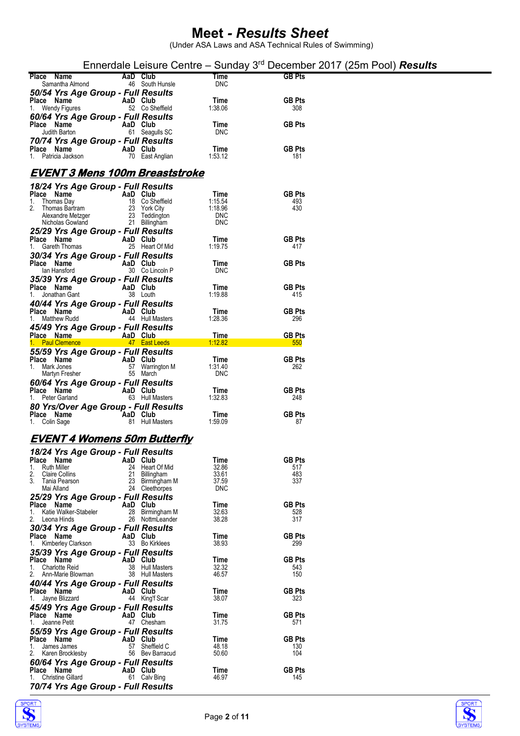# Meet - *Results Sheet*

(Under ASA Laws and ASA Technical Rules of Swimming)

Ennerdale Leisure Centre – Sunday 3rd December 2017 (25m Pool) ***Results***

| Place | Name | AaD | Club | Time | GB Pts |
|---|---|---|---|---|---|
| | Samantha Almond | 46 | South Hunsle | DNC | |

***50/54 Yrs Age Group - Full Results***

| Place | Name | AaD | Club | Time | GB Pts |
|---|---|---|---|---|---|
| 1. | Wendy Figures | 52 | Co Sheffield | 1:38.06 | 308 |

***60/64 Yrs Age Group - Full Results***

| Place | Name | AaD | Club | Time | GB Pts |
|---|---|---|---|---|---|
| | Judith Barton | 61 | Seagulls SC | DNC | |

***70/74 Yrs Age Group - Full Results***

| Place | Name | AaD | Club | Time | GB Pts |
|---|---|---|---|---|---|
| 1. | Patricia Jackson | 70 | East Anglian | 1:53.12 | 181 |

## EVENT 3 Mens 100m Breaststroke

***18/24 Yrs Age Group - Full Results***

| Place | Name | AaD | Club | Time | GB Pts |
|---|---|---|---|---|---|
| 1. | Thomas Day | 18 | Co Sheffield | 1:15.54 | 493 |
| 2. | Thomas Bartram | 23 | York City | 1:18.96 | 430 |
| | Alexandre Metzger | 23 | Teddington | DNC | |
| | Nicholas Gowland | 21 | Billingham | DNC | |

***25/29 Yrs Age Group - Full Results***

| Place | Name | AaD | Club | Time | GB Pts |
|---|---|---|---|---|---|
| 1. | Gareth Thomas | 25 | Heart Of Mid | 1:19.75 | 417 |

***30/34 Yrs Age Group - Full Results***

| Place | Name | AaD | Club | Time | GB Pts |
|---|---|---|---|---|---|
| | Ian Hansford | 30 | Co Lincoln P | DNC | |

***35/39 Yrs Age Group - Full Results***

| Place | Name | AaD | Club | Time | GB Pts |
|---|---|---|---|---|---|
| 1. | Jonathan Gant | 38 | Louth | 1:19.88 | 415 |

***40/44 Yrs Age Group - Full Results***

| Place | Name | AaD | Club | Time | GB Pts |
|---|---|---|---|---|---|
| 1. | Matthew Rudd | 44 | Hull Masters | 1:28.36 | 296 |

***45/49 Yrs Age Group - Full Results***

| Place | Name | AaD | Club | Time | GB Pts |
|---|---|---|---|---|---|
| 1. | Paul Clemence | 47 | East Leeds | 1:12.82 | 550 |

***55/59 Yrs Age Group - Full Results***

| Place | Name | AaD | Club | Time | GB Pts |
|---|---|---|---|---|---|
| 1. | Mark Jones | 57 | Warrington M | 1:31.40 | 262 |
| | Martyn Fresher | 55 | March | DNC | |

***60/64 Yrs Age Group - Full Results***

| Place | Name | AaD | Club | Time | GB Pts |
|---|---|---|---|---|---|
| 1. | Peter Garland | 63 | Hull Masters | 1:32.83 | 248 |

***80 Yrs/Over Age Group - Full Results***

| Place | Name | AaD | Club | Time | GB Pts |
|---|---|---|---|---|---|
| 1. | Colin Sage | 81 | Hull Masters | 1:59.09 | 87 |

## EVENT 4 Womens 50m Butterfly

***18/24 Yrs Age Group - Full Results***

| Place | Name | AaD | Club | Time | GB Pts |
|---|---|---|---|---|---|
| 1. | Ruth Miller | 24 | Heart Of Mid | 32.86 | 517 |
| 2. | Claire Collins | 21 | Billingham | 33.61 | 483 |
| 3. | Tania Pearson | 23 | Birmingham M | 37.59 | 337 |
| | Mai Alland | 24 | Cleethorpes | DNC | |

***25/29 Yrs Age Group - Full Results***

| Place | Name | AaD | Club | Time | GB Pts |
|---|---|---|---|---|---|
| 1. | Katie Walker-Stabeler | 28 | Birmingham M | 32.63 | 528 |
| 2. | Leona Hinds | 26 | NottmLeander | 38.28 | 317 |

***30/34 Yrs Age Group - Full Results***

| Place | Name | AaD | Club | Time | GB Pts |
|---|---|---|---|---|---|
| 1. | Kimberley Clarkson | 33 | Bo Kirklees | 38.93 | 299 |

***35/39 Yrs Age Group - Full Results***

| Place | Name | AaD | Club | Time | GB Pts |
|---|---|---|---|---|---|
| 1. | Charlotte Reid | 38 | Hull Masters | 32.32 | 543 |
| 2. | Ann-Marie Blowman | 38 | Hull Masters | 46.57 | 150 |

***40/44 Yrs Age Group - Full Results***

| Place | Name | AaD | Club | Time | GB Pts |
|---|---|---|---|---|---|
| 1. | Jayne Blizzard | 44 | King'f Scar | 38.07 | 323 |

***45/49 Yrs Age Group - Full Results***

| Place | Name | AaD | Club | Time | GB Pts |
|---|---|---|---|---|---|
| 1. | Jeanne Petit | 47 | Chesham | 31.75 | 571 |

***55/59 Yrs Age Group - Full Results***

| Place | Name | AaD | Club | Time | GB Pts |
|---|---|---|---|---|---|
| 1. | James James | 57 | Sheffield C | 48.18 | 130 |
| 2. | Karen Brocklesby | 56 | Bev Barracud | 50.60 | 104 |

***60/64 Yrs Age Group - Full Results***

| Place | Name | AaD | Club | Time | GB Pts |
|---|---|---|---|---|---|
| 1. | Christine Gillard | 61 | Calv Bing | 46.97 | 145 |

***70/74 Yrs Age Group - Full Results***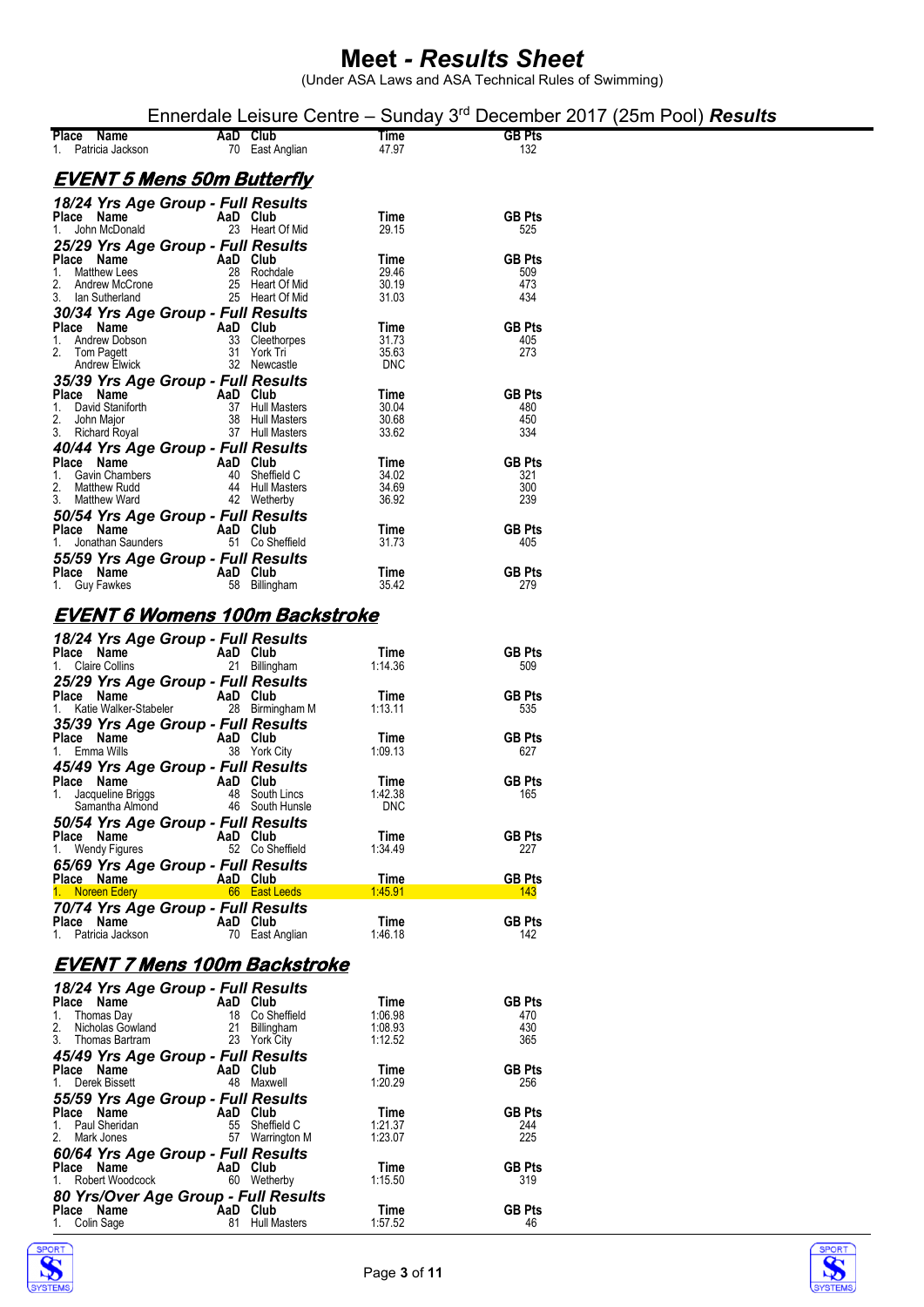# Meet - *Results Sheet*

(Under ASA Laws and ASA Technical Rules of Swimming)

Ennerdale Leisure Centre – Sunday 3rd December 2017 (25m Pool) ***Results***

| Place | Name | AaD | Club | Time | GB Pts |
|---|---|---|---|---|---|
| 1. | Patricia Jackson | 70 | East Anglian | 47.97 | 132 |

## EVENT 5 Mens 50m Butterfly

### 18/24 Yrs Age Group - Full Results

| Place | Name | AaD | Club | Time | GB Pts |
|---|---|---|---|---|---|
| 1. | John McDonald | 23 | Heart Of Mid | 29.15 | 525 |

### 25/29 Yrs Age Group - Full Results

| Place | Name | AaD | Club | Time | GB Pts |
|---|---|---|---|---|---|
| 1. | Matthew Lees | 28 | Rochdale | 29.46 | 509 |
| 2. | Andrew McCrone | 25 | Heart Of Mid | 30.19 | 473 |
| 3. | Ian Sutherland | 25 | Heart Of Mid | 31.03 | 434 |

### 30/34 Yrs Age Group - Full Results

| Place | Name | AaD | Club | Time | GB Pts |
|---|---|---|---|---|---|
| 1. | Andrew Dobson | 33 | Cleethorpes | 31.73 | 405 |
| 2. | Tom Pagett | 31 | York Tri | 35.63 | 273 |
| | Andrew Elwick | 32 | Newcastle | DNC | |

### 35/39 Yrs Age Group - Full Results

| Place | Name | AaD | Club | Time | GB Pts |
|---|---|---|---|---|---|
| 1. | David Staniforth | 37 | Hull Masters | 30.04 | 480 |
| 2. | John Major | 38 | Hull Masters | 30.68 | 450 |
| 3. | Richard Royal | 37 | Hull Masters | 33.62 | 334 |

### 40/44 Yrs Age Group - Full Results

| Place | Name | AaD | Club | Time | GB Pts |
|---|---|---|---|---|---|
| 1. | Gavin Chambers | 40 | Sheffield C | 34.02 | 321 |
| 2. | Matthew Rudd | 44 | Hull Masters | 34.69 | 300 |
| 3. | Matthew Ward | 42 | Wetherby | 36.92 | 239 |

### 50/54 Yrs Age Group - Full Results

| Place | Name | AaD | Club | Time | GB Pts |
|---|---|---|---|---|---|
| 1. | Jonathan Saunders | 51 | Co Sheffield | 31.73 | 405 |

### 55/59 Yrs Age Group - Full Results

| Place | Name | AaD | Club | Time | GB Pts |
|---|---|---|---|---|---|
| 1. | Guy Fawkes | 58 | Billingham | 35.42 | 279 |

## EVENT 6 Womens 100m Backstroke

### 18/24 Yrs Age Group - Full Results

| Place | Name | AaD | Club | Time | GB Pts |
|---|---|---|---|---|---|
| 1. | Claire Collins | 21 | Billingham | 1:14.36 | 509 |

### 25/29 Yrs Age Group - Full Results

| Place | Name | AaD | Club | Time | GB Pts |
|---|---|---|---|---|---|
| 1. | Katie Walker-Stabeler | 28 | Birmingham M | 1:13.11 | 535 |

### 35/39 Yrs Age Group - Full Results

| Place | Name | AaD | Club | Time | GB Pts |
|---|---|---|---|---|---|
| 1. | Emma Wills | 38 | York City | 1:09.13 | 627 |

### 45/49 Yrs Age Group - Full Results

| Place | Name | AaD | Club | Time | GB Pts |
|---|---|---|---|---|---|
| 1. | Jacqueline Briggs | 48 | South Lincs | 1:42.38 | 165 |
| | Samantha Almond | 46 | South Hunsle | DNC | |

### 50/54 Yrs Age Group - Full Results

| Place | Name | AaD | Club | Time | GB Pts |
|---|---|---|---|---|---|
| 1. | Wendy Figures | 52 | Co Sheffield | 1:34.49 | 227 |

### 65/69 Yrs Age Group - Full Results

| Place | Name | AaD | Club | Time | GB Pts |
|---|---|---|---|---|---|
| 1. | Noreen Edery | 66 | East Leeds | 1:45.91 | 143 |

### 70/74 Yrs Age Group - Full Results

| Place | Name | AaD | Club | Time | GB Pts |
|---|---|---|---|---|---|
| 1. | Patricia Jackson | 70 | East Anglian | 1:46.18 | 142 |

## EVENT 7 Mens 100m Backstroke

### 18/24 Yrs Age Group - Full Results

| Place | Name | AaD | Club | Time | GB Pts |
|---|---|---|---|---|---|
| 1. | Thomas Day | 18 | Co Sheffield | 1:06.98 | 470 |
| 2. | Nicholas Gowland | 21 | Billingham | 1:08.93 | 430 |
| 3. | Thomas Bartram | 23 | York City | 1:12.52 | 365 |

### 45/49 Yrs Age Group - Full Results

| Place | Name | AaD | Club | Time | GB Pts |
|---|---|---|---|---|---|
| 1. | Derek Bissett | 48 | Maxwell | 1:20.29 | 256 |

### 55/59 Yrs Age Group - Full Results

| Place | Name | AaD | Club | Time | GB Pts |
|---|---|---|---|---|---|
| 1. | Paul Sheridan | 55 | Sheffield C | 1:21.37 | 244 |
| 2. | Mark Jones | 57 | Warrington M | 1:23.07 | 225 |

### 60/64 Yrs Age Group - Full Results

| Place | Name | AaD | Club | Time | GB Pts |
|---|---|---|---|---|---|
| 1. | Robert Woodcock | 60 | Wetherby | 1:15.50 | 319 |

### 80 Yrs/Over Age Group - Full Results

| Place | Name | AaD | Club | Time | GB Pts |
|---|---|---|---|---|---|
| 1. | Colin Sage | 81 | Hull Masters | 1:57.52 | 46 |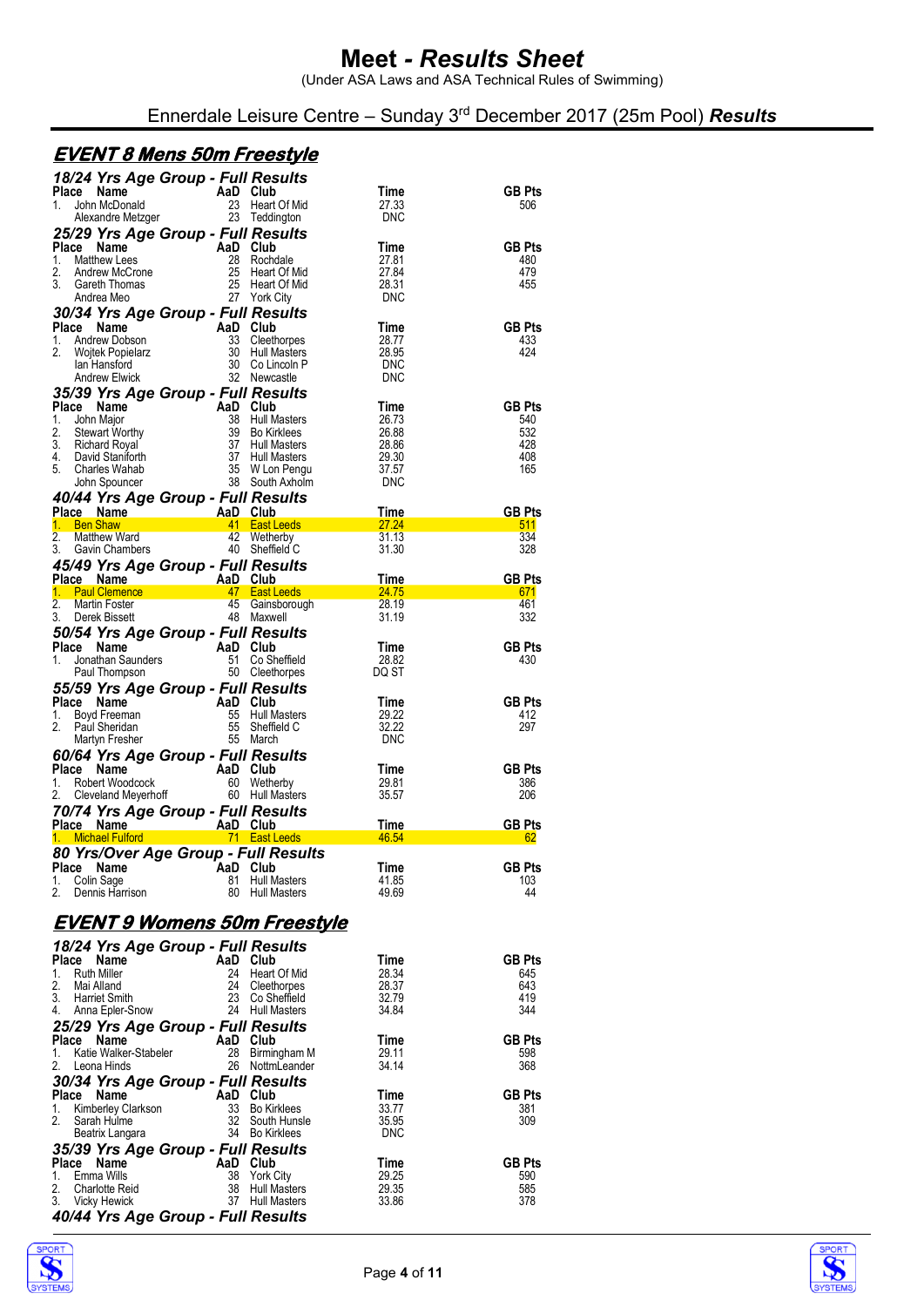# Meet - *Results Sheet*

(Under ASA Laws and ASA Technical Rules of Swimming)

Ennerdale Leisure Centre – Sunday 3rd December 2017 (25m Pool) ***Results***

## ***EVENT 8 Mens 50m Freestyle***

### *18/24 Yrs Age Group - Full Results*

| Place | Name | AaD | Club | Time | GB Pts |
|---|---|---|---|---|---|
| 1. | John McDonald | 23 | Heart Of Mid | 27.33 | 506 |
| | Alexandre Metzger | 23 | Teddington | DNC | |

### *25/29 Yrs Age Group - Full Results*

| Place | Name | AaD | Club | Time | GB Pts |
|---|---|---|---|---|---|
| 1. | Matthew Lees | 28 | Rochdale | 27.81 | 480 |
| 2. | Andrew McCrone | 25 | Heart Of Mid | 27.84 | 479 |
| 3. | Gareth Thomas | 25 | Heart Of Mid | 28.31 | 455 |
| | Andrea Meo | 27 | York City | DNC | |

### *30/34 Yrs Age Group - Full Results*

| Place | Name | AaD | Club | Time | GB Pts |
|---|---|---|---|---|---|
| 1. | Andrew Dobson | 33 | Cleethorpes | 28.77 | 433 |
| 2. | Wojtek Popielarz | 30 | Hull Masters | 28.95 | 424 |
| | Ian Hansford | 30 | Co Lincoln P | DNC | |
| | Andrew Elwick | 32 | Newcastle | DNC | |

### *35/39 Yrs Age Group - Full Results*

| Place | Name | AaD | Club | Time | GB Pts |
|---|---|---|---|---|---|
| 1. | John Major | 38 | Hull Masters | 26.73 | 540 |
| 2. | Stewart Worthy | 39 | Bo Kirklees | 26.88 | 532 |
| 3. | Richard Royal | 37 | Hull Masters | 28.86 | 428 |
| 4. | David Staniforth | 37 | Hull Masters | 29.30 | 408 |
| 5. | Charles Wahab | 35 | W Lon Pengu | 37.57 | 165 |
| | John Spouncer | 38 | South Axholm | DNC | |

### *40/44 Yrs Age Group - Full Results*

| Place | Name | AaD | Club | Time | GB Pts |
|---|---|---|---|---|---|
| 1. | Ben Shaw | 41 | East Leeds | 27.24 | 511 |
| 2. | Matthew Ward | 42 | Wetherby | 31.13 | 334 |
| 3. | Gavin Chambers | 40 | Sheffield C | 31.30 | 328 |

### *45/49 Yrs Age Group - Full Results*

| Place | Name | AaD | Club | Time | GB Pts |
|---|---|---|---|---|---|
| 1. | Paul Clemence | 47 | East Leeds | 24.75 | 671 |
| 2. | Martin Foster | 45 | Gainsborough | 28.19 | 461 |
| 3. | Derek Bissett | 48 | Maxwell | 31.19 | 332 |

### *50/54 Yrs Age Group - Full Results*

| Place | Name | AaD | Club | Time | GB Pts |
|---|---|---|---|---|---|
| 1. | Jonathan Saunders | 51 | Co Sheffield | 28.82 | 430 |
| | Paul Thompson | 50 | Cleethorpes | DQ ST | |

### *55/59 Yrs Age Group - Full Results*

| Place | Name | AaD | Club | Time | GB Pts |
|---|---|---|---|---|---|
| 1. | Boyd Freeman | 55 | Hull Masters | 29.22 | 412 |
| 2. | Paul Sheridan | 55 | Sheffield C | 32.22 | 297 |
| | Martyn Fresher | 55 | March | DNC | |

### *60/64 Yrs Age Group - Full Results*

| Place | Name | AaD | Club | Time | GB Pts |
|---|---|---|---|---|---|
| 1. | Robert Woodcock | 60 | Wetherby | 29.81 | 386 |
| 2. | Cleveland Meyerhoff | 60 | Hull Masters | 35.57 | 206 |

### *70/74 Yrs Age Group - Full Results*

| Place | Name | AaD | Club | Time | GB Pts |
|---|---|---|---|---|---|
| 1. | Michael Fulford | 71 | East Leeds | 46.54 | 62 |

### *80 Yrs/Over Age Group - Full Results*

| Place | Name | AaD | Club | Time | GB Pts |
|---|---|---|---|---|---|
| 1. | Colin Sage | 81 | Hull Masters | 41.85 | 103 |
| 2. | Dennis Harrison | 80 | Hull Masters | 49.69 | 44 |

## ***EVENT 9 Womens 50m Freestyle***

### *18/24 Yrs Age Group - Full Results*

| Place | Name | AaD | Club | Time | GB Pts |
|---|---|---|---|---|---|
| 1. | Ruth Miller | 24 | Heart Of Mid | 28.34 | 645 |
| 2. | Mai Alland | 24 | Cleethorpes | 28.37 | 643 |
| 3. | Harriet Smith | 23 | Co Sheffield | 32.79 | 419 |
| 4. | Anna Epler-Snow | 24 | Hull Masters | 34.84 | 344 |

### *25/29 Yrs Age Group - Full Results*

| Place | Name | AaD | Club | Time | GB Pts |
|---|---|---|---|---|---|
| 1. | Katie Walker-Stabeler | 28 | Birmingham M | 29.11 | 598 |
| 2. | Leona Hinds | 26 | NottmLeander | 34.14 | 368 |

### *30/34 Yrs Age Group - Full Results*

| Place | Name | AaD | Club | Time | GB Pts |
|---|---|---|---|---|---|
| 1. | Kimberley Clarkson | 33 | Bo Kirklees | 33.77 | 381 |
| 2. | Sarah Hulme | 32 | South Hunsle | 35.95 | 309 |
| | Beatrix Langara | 34 | Bo Kirklees | DNC | |

### *35/39 Yrs Age Group - Full Results*

| Place | Name | AaD | Club | Time | GB Pts |
|---|---|---|---|---|---|
| 1. | Emma Wills | 38 | York City | 29.25 | 590 |
| 2. | Charlotte Reid | 38 | Hull Masters | 29.35 | 585 |
| 3. | Vicky Hewick | 37 | Hull Masters | 33.86 | 378 |

### *40/44 Yrs Age Group - Full Results*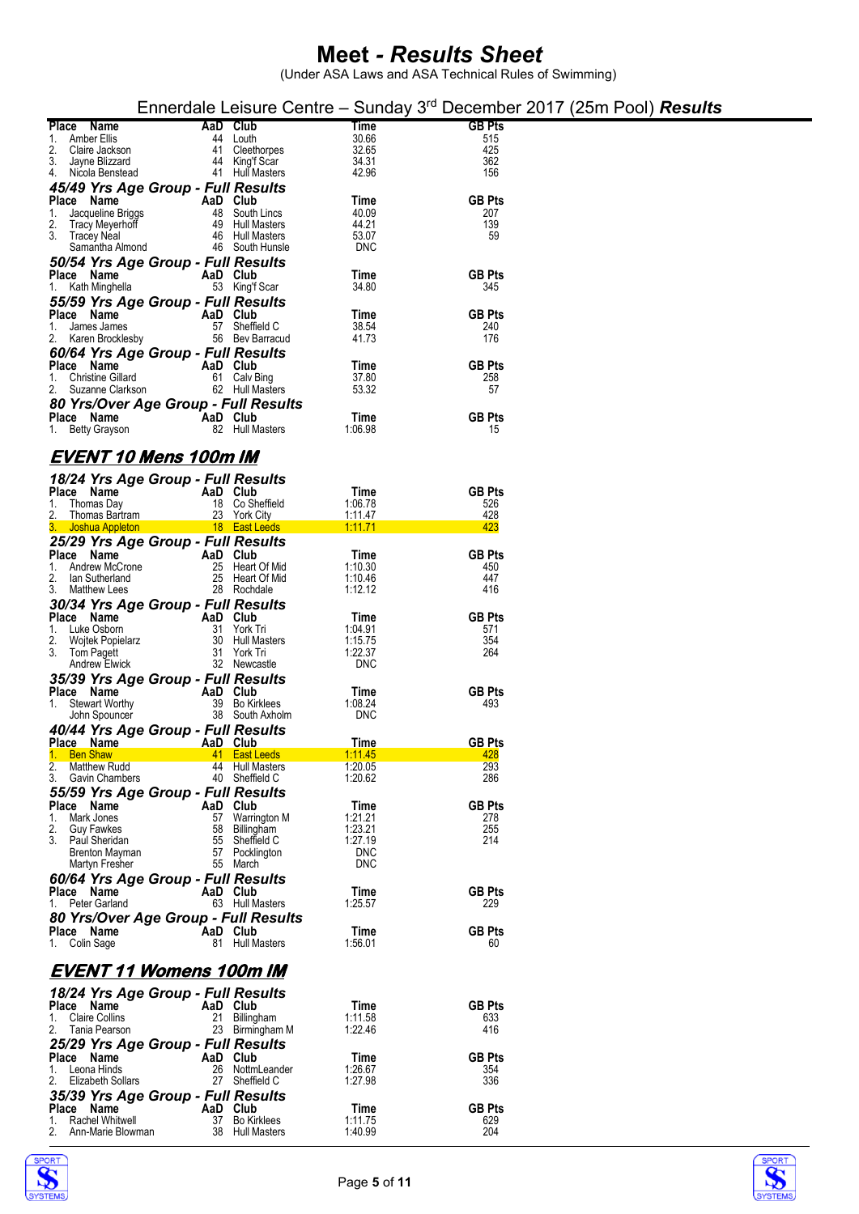# Meet - *Results Sheet*

(Under ASA Laws and ASA Technical Rules of Swimming)

## Ennerdale Leisure Centre – Sunday 3rd December 2017 (25m Pool) ***Results***

| Place | Name | AaD | Club | Time | GB Pts |
|---|---|---|---|---|---|
| 1. | Amber Ellis | 44 | Louth | 30.66 | 515 |
| 2. | Claire Jackson | 41 | Cleethorpes | 32.65 | 425 |
| 3. | Jayne Blizzard | 44 | King'f Scar | 34.31 | 362 |
| 4. | Nicola Benstead | 41 | Hull Masters | 42.96 | 156 |

### *45/49 Yrs Age Group - Full Results*

| Place | Name | AaD | Club | Time | GB Pts |
|---|---|---|---|---|---|
| 1. | Jacqueline Briggs | 48 | South Lincs | 40.09 | 207 |
| 2. | Tracy Meyerhoff | 49 | Hull Masters | 44.21 | 139 |
| 3. | Tracey Neal | 46 | Hull Masters | 53.07 | 59 |
| | Samantha Almond | 46 | South Hunsle | DNC | |

### *50/54 Yrs Age Group - Full Results*

| Place | Name | AaD | Club | Time | GB Pts |
|---|---|---|---|---|---|
| 1. | Kath Minghella | 53 | King'f Scar | 34.80 | 345 |

### *55/59 Yrs Age Group - Full Results*

| Place | Name | AaD | Club | Time | GB Pts |
|---|---|---|---|---|---|
| 1. | James James | 57 | Sheffield C | 38.54 | 240 |
| 2. | Karen Brocklesby | 56 | Bev Barracud | 41.73 | 176 |

### *60/64 Yrs Age Group - Full Results*

| Place | Name | AaD | Club | Time | GB Pts |
|---|---|---|---|---|---|
| 1. | Christine Gillard | 61 | Calv Bing | 37.80 | 258 |
| 2. | Suzanne Clarkson | 62 | Hull Masters | 53.32 | 57 |

### *80 Yrs/Over Age Group - Full Results*

| Place | Name | AaD | Club | Time | GB Pts |
|---|---|---|---|---|---|
| 1. | Betty Grayson | 82 | Hull Masters | 1:06.98 | 15 |

## ***EVENT 10 Mens 100m IM***

### *18/24 Yrs Age Group - Full Results*

| Place | Name | AaD | Club | Time | GB Pts |
|---|---|---|---|---|---|
| 1. | Thomas Day | 18 | Co Sheffield | 1:06.78 | 526 |
| 2. | Thomas Bartram | 23 | York City | 1:11.47 | 428 |
| 3. | Joshua Appleton | 18 | East Leeds | 1:11.71 | 423 |

### *25/29 Yrs Age Group - Full Results*

| Place | Name | AaD | Club | Time | GB Pts |
|---|---|---|---|---|---|
| 1. | Andrew McCrone | 25 | Heart Of Mid | 1:10.30 | 450 |
| 2. | Ian Sutherland | 25 | Heart Of Mid | 1:10.46 | 447 |
| 3. | Matthew Lees | 28 | Rochdale | 1:12.12 | 416 |

### *30/34 Yrs Age Group - Full Results*

| Place | Name | AaD | Club | Time | GB Pts |
|---|---|---|---|---|---|
| 1. | Luke Osborn | 31 | York Tri | 1:04.91 | 571 |
| 2. | Wojtek Popielarz | 30 | Hull Masters | 1:15.75 | 354 |
| 3. | Tom Pagett | 31 | York Tri | 1:22.37 | 264 |
| | Andrew Elwick | 32 | Newcastle | DNC | |

### *35/39 Yrs Age Group - Full Results*

| Place | Name | AaD | Club | Time | GB Pts |
|---|---|---|---|---|---|
| 1. | Stewart Worthy | 39 | Bo Kirklees | 1:08.24 | 493 |
| | John Spouncer | 38 | South Axholm | DNC | |

### *40/44 Yrs Age Group - Full Results*

| Place | Name | AaD | Club | Time | GB Pts |
|---|---|---|---|---|---|
| 1. | Ben Shaw | 41 | East Leeds | 1:11.45 | 428 |
| 2. | Matthew Rudd | 44 | Hull Masters | 1:20.05 | 293 |
| 3. | Gavin Chambers | 40 | Sheffield C | 1:20.62 | 286 |

### *55/59 Yrs Age Group - Full Results*

| Place | Name | AaD | Club | Time | GB Pts |
|---|---|---|---|---|---|
| 1. | Mark Jones | 57 | Warrington M | 1:21.21 | 278 |
| 2. | Guy Fawkes | 58 | Billingham | 1:23.21 | 255 |
| 3. | Paul Sheridan | 55 | Sheffield C | 1:27.19 | 214 |
| | Brenton Mayman | 57 | Pocklington | DNC | |
| | Martyn Fresher | 55 | March | DNC | |

### *60/64 Yrs Age Group - Full Results*

| Place | Name | AaD | Club | Time | GB Pts |
|---|---|---|---|---|---|
| 1. | Peter Garland | 63 | Hull Masters | 1:25.57 | 229 |

### *80 Yrs/Over Age Group - Full Results*

| Place | Name | AaD | Club | Time | GB Pts |
|---|---|---|---|---|---|
| 1. | Colin Sage | 81 | Hull Masters | 1:56.01 | 60 |

## ***EVENT 11 Womens 100m IM***

### *18/24 Yrs Age Group - Full Results*

| Place | Name | AaD | Club | Time | GB Pts |
|---|---|---|---|---|---|
| 1. | Claire Collins | 21 | Billingham | 1:11.58 | 633 |
| 2. | Tania Pearson | 23 | Birmingham M | 1:22.46 | 416 |

### *25/29 Yrs Age Group - Full Results*

| Place | Name | AaD | Club | Time | GB Pts |
|---|---|---|---|---|---|
| 1. | Leona Hinds | 26 | NottmLeander | 1:26.67 | 354 |
| 2. | Elizabeth Sollars | 27 | Sheffield C | 1:27.98 | 336 |

### *35/39 Yrs Age Group - Full Results*

| Place | Name | AaD | Club | Time | GB Pts |
|---|---|---|---|---|---|
| 1. | Rachel Whitwell | 37 | Bo Kirklees | 1:11.75 | 629 |
| 2. | Ann-Marie Blowman | 38 | Hull Masters | 1:40.99 | 204 |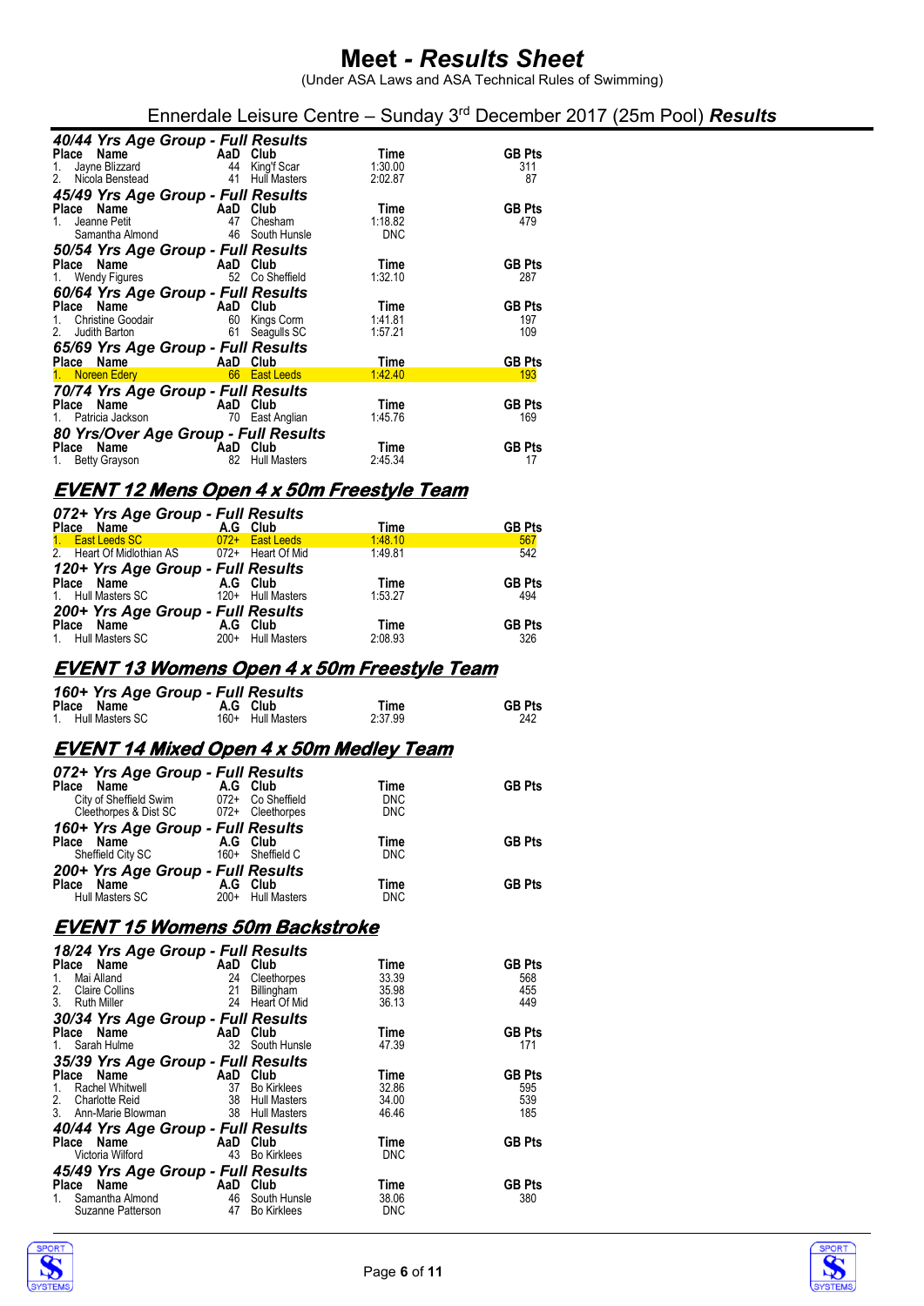# Meet - *Results Sheet*

(Under ASA Laws and ASA Technical Rules of Swimming)

## Ennerdale Leisure Centre – Sunday 3rd December 2017 (25m Pool) ***Results***

### 40/44 Yrs Age Group - Full Results

| Place | Name | AaD | Club | Time | GB Pts |
|---|---|---|---|---|---|
| 1. | Jayne Blizzard | 44 | King'f Scar | 1:30.00 | 311 |
| 2. | Nicola Benstead | 41 | Hull Masters | 2:02.87 | 87 |

### 45/49 Yrs Age Group - Full Results

| Place | Name | AaD | Club | Time | GB Pts |
|---|---|---|---|---|---|
| 1. | Jeanne Petit | 47 | Chesham | 1:18.82 | 479 |
| | Samantha Almond | 46 | South Hunsle | DNC | |

### 50/54 Yrs Age Group - Full Results

| Place | Name | AaD | Club | Time | GB Pts |
|---|---|---|---|---|---|
| 1. | Wendy Figures | 52 | Co Sheffield | 1:32.10 | 287 |

### 60/64 Yrs Age Group - Full Results

| Place | Name | AaD | Club | Time | GB Pts |
|---|---|---|---|---|---|
| 1. | Christine Goodair | 60 | Kings Corm | 1:41.81 | 197 |
| 2. | Judith Barton | 61 | Seagulls SC | 1:57.21 | 109 |

### 65/69 Yrs Age Group - Full Results

| Place | Name | AaD | Club | Time | GB Pts |
|---|---|---|---|---|---|
| 1. | Noreen Edery | 66 | East Leeds | 1:42.40 | 193 |

### 70/74 Yrs Age Group - Full Results

| Place | Name | AaD | Club | Time | GB Pts |
|---|---|---|---|---|---|
| 1. | Patricia Jackson | 70 | East Anglian | 1:45.76 | 169 |

### 80 Yrs/Over Age Group - Full Results

| Place | Name | AaD | Club | Time | GB Pts |
|---|---|---|---|---|---|
| 1. | Betty Grayson | 82 | Hull Masters | 2:45.34 | 17 |

## EVENT 12 Mens Open 4 x 50m Freestyle Team

### 072+ Yrs Age Group - Full Results

| Place | Name | A.G | Club | Time | GB Pts |
|---|---|---|---|---|---|
| 1. | East Leeds SC | 072+ | East Leeds | 1:48.10 | 567 |
| 2. | Heart Of Midlothian AS | 072+ | Heart Of Mid | 1:49.81 | 542 |

### 120+ Yrs Age Group - Full Results

| Place | Name | A.G | Club | Time | GB Pts |
|---|---|---|---|---|---|
| 1. | Hull Masters SC | 120+ | Hull Masters | 1:53.27 | 494 |

### 200+ Yrs Age Group - Full Results

| Place | Name | A.G | Club | Time | GB Pts |
|---|---|---|---|---|---|
| 1. | Hull Masters SC | 200+ | Hull Masters | 2:08.93 | 326 |

## EVENT 13 Womens Open 4 x 50m Freestyle Team

### 160+ Yrs Age Group - Full Results

| Place | Name | A.G | Club | Time | GB Pts |
|---|---|---|---|---|---|
| 1. | Hull Masters SC | 160+ | Hull Masters | 2:37.99 | 242 |

## EVENT 14 Mixed Open 4 x 50m Medley Team

### 072+ Yrs Age Group - Full Results

| Place | Name | A.G | Club | Time | GB Pts |
|---|---|---|---|---|---|
| | City of Sheffield Swim | 072+ | Co Sheffield | DNC | |
| | Cleethorpes & Dist SC | 072+ | Cleethorpes | DNC | |

### 160+ Yrs Age Group - Full Results

| Place | Name | A.G | Club | Time | GB Pts |
|---|---|---|---|---|---|
| | Sheffield City SC | 160+ | Sheffield C | DNC | |

### 200+ Yrs Age Group - Full Results

| Place | Name | A.G | Club | Time | GB Pts |
|---|---|---|---|---|---|
| | Hull Masters SC | 200+ | Hull Masters | DNC | |

## EVENT 15 Womens 50m Backstroke

### 18/24 Yrs Age Group - Full Results

| Place | Name | AaD | Club | Time | GB Pts |
|---|---|---|---|---|---|
| 1. | Mai Alland | 24 | Cleethorpes | 33.39 | 568 |
| 2. | Claire Collins | 21 | Billingham | 35.98 | 455 |
| 3. | Ruth Miller | 24 | Heart Of Mid | 36.13 | 449 |

### 30/34 Yrs Age Group - Full Results

| Place | Name | AaD | Club | Time | GB Pts |
|---|---|---|---|---|---|
| 1. | Sarah Hulme | 32 | South Hunsle | 47.39 | 171 |

### 35/39 Yrs Age Group - Full Results

| Place | Name | AaD | Club | Time | GB Pts |
|---|---|---|---|---|---|
| 1. | Rachel Whitwell | 37 | Bo Kirklees | 32.86 | 595 |
| 2. | Charlotte Reid | 38 | Hull Masters | 34.00 | 539 |
| 3. | Ann-Marie Blowman | 38 | Hull Masters | 46.46 | 185 |

### 40/44 Yrs Age Group - Full Results

| Place | Name | AaD | Club | Time | GB Pts |
|---|---|---|---|---|---|
| | Victoria Wilford | 43 | Bo Kirklees | DNC | |

### 45/49 Yrs Age Group - Full Results

| Place | Name | AaD | Club | Time | GB Pts |
|---|---|---|---|---|---|
| 1. | Samantha Almond | 46 | South Hunsle | 38.06 | 380 |
| | Suzanne Patterson | 47 | Bo Kirklees | DNC | |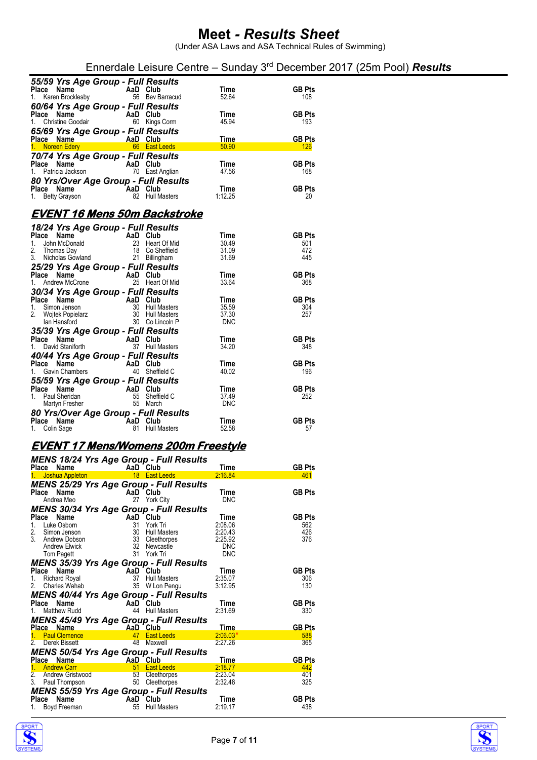# Meet - *Results Sheet*

(Under ASA Laws and ASA Technical Rules of Swimming)

Ennerdale Leisure Centre – Sunday 3rd December 2017 (25m Pool) ***Results***

### *55/59 Yrs Age Group - Full Results*

| Place | Name | AaD | Club | Time | GB Pts |
|---|---|---|---|---|---|
| 1. | Karen Brocklesby | 56 | Bev Barracud | 52.64 | 108 |

### *60/64 Yrs Age Group - Full Results*

| Place | Name | AaD | Club | Time | GB Pts |
|---|---|---|---|---|---|
| 1. | Christine Goodair | 60 | Kings Corm | 45.94 | 193 |

### *65/69 Yrs Age Group - Full Results*

| Place | Name | AaD | Club | Time | GB Pts |
|---|---|---|---|---|---|
| 1. | Noreen Edery | 66 | East Leeds | 50.90 | 126 |

### *70/74 Yrs Age Group - Full Results*

| Place | Name | AaD | Club | Time | GB Pts |
|---|---|---|---|---|---|
| 1. | Patricia Jackson | 70 | East Anglian | 47.56 | 168 |

### *80 Yrs/Over Age Group - Full Results*

| Place | Name | AaD | Club | Time | GB Pts |
|---|---|---|---|---|---|
| 1. | Betty Grayson | 82 | Hull Masters | 1:12.25 | 20 |

## *EVENT 16 Mens 50m Backstroke*

### *18/24 Yrs Age Group - Full Results*

| Place | Name | AaD | Club | Time | GB Pts |
|---|---|---|---|---|---|
| 1. | John McDonald | 23 | Heart Of Mid | 30.49 | 501 |
| 2. | Thomas Day | 18 | Co Sheffield | 31.09 | 472 |
| 3. | Nicholas Gowland | 21 | Billingham | 31.69 | 445 |

### *25/29 Yrs Age Group - Full Results*

| Place | Name | AaD | Club | Time | GB Pts |
|---|---|---|---|---|---|
| 1. | Andrew McCrone | 25 | Heart Of Mid | 33.64 | 368 |

### *30/34 Yrs Age Group - Full Results*

| Place | Name | AaD | Club | Time | GB Pts |
|---|---|---|---|---|---|
| 1. | Simon Jenson | 30 | Hull Masters | 35.59 | 304 |
| 2. | Wojtek Popielarz | 30 | Hull Masters | 37.30 | 257 |
| | Ian Hansford | 30 | Co Lincoln P | DNC | |

### *35/39 Yrs Age Group - Full Results*

| Place | Name | AaD | Club | Time | GB Pts |
|---|---|---|---|---|---|
| 1. | David Staniforth | 37 | Hull Masters | 34.20 | 348 |

### *40/44 Yrs Age Group - Full Results*

| Place | Name | AaD | Club | Time | GB Pts |
|---|---|---|---|---|---|
| 1. | Gavin Chambers | 40 | Sheffield C | 40.02 | 196 |

### *55/59 Yrs Age Group - Full Results*

| Place | Name | AaD | Club | Time | GB Pts |
|---|---|---|---|---|---|
| 1. | Paul Sheridan | 55 | Sheffield C | 37.49 | 252 |
| | Martyn Fresher | 55 | March | DNC | |

### *80 Yrs/Over Age Group - Full Results*

| Place | Name | AaD | Club | Time | GB Pts |
|---|---|---|---|---|---|
| 1. | Colin Sage | 81 | Hull Masters | 52.58 | 57 |

## *EVENT 17 Mens/Womens 200m Freestyle*

### *MENS 18/24 Yrs Age Group - Full Results*

| Place | Name | AaD | Club | Time | GB Pts |
|---|---|---|---|---|---|
| 1. | Joshua Appleton | 18 | East Leeds | 2:16.84 | 461 |

### *MENS 25/29 Yrs Age Group - Full Results*

| Place | Name | AaD | Club | Time | GB Pts |
|---|---|---|---|---|---|
| | Andrea Meo | 27 | York City | DNC | |

### *MENS 30/34 Yrs Age Group - Full Results*

| Place | Name | AaD | Club | Time | GB Pts |
|---|---|---|---|---|---|
| 1. | Luke Osborn | 31 | York Tri | 2:08.06 | 562 |
| 2. | Simon Jenson | 30 | Hull Masters | 2:20.43 | 426 |
| 3. | Andrew Dobson | 33 | Cleethorpes | 2:25.92 | 376 |
| | Andrew Elwick | 32 | Newcastle | DNC | |
| | Tom Pagett | 31 | York Tri | DNC | |

### *MENS 35/39 Yrs Age Group - Full Results*

| Place | Name | AaD | Club | Time | GB Pts |
|---|---|---|---|---|---|
| 1. | Richard Royal | 37 | Hull Masters | 2:35.07 | 306 |
| 2. | Charles Wahab | 35 | W Lon Pengu | 3:12.95 | 130 |

### *MENS 40/44 Yrs Age Group - Full Results*

| Place | Name | AaD | Club | Time | GB Pts |
|---|---|---|---|---|---|
| 1. | Matthew Rudd | 44 | Hull Masters | 2:31.69 | 330 |

### *MENS 45/49 Yrs Age Group - Full Results*

| Place | Name | AaD | Club | Time | GB Pts |
|---|---|---|---|---|---|
| 1. | Paul Clemence | 47 | East Leeds | 2:06.03* | 588 |
| 2. | Derek Bissett | 48 | Maxwell | 2:27.26 | 365 |

### *MENS 50/54 Yrs Age Group - Full Results*

| Place | Name | AaD | Club | Time | GB Pts |
|---|---|---|---|---|---|
| 1. | Andrew Carr | 51 | East Leeds | 2:18.77 | 442 |
| 2. | Andrew Gristwood | 53 | Cleethorpes | 2:23.04 | 401 |
| 3. | Paul Thompson | 50 | Cleethorpes | 2:32.48 | 325 |

### *MENS 55/59 Yrs Age Group - Full Results*

| Place | Name | AaD | Club | Time | GB Pts |
|---|---|---|---|---|---|
| 1. | Boyd Freeman | 55 | Hull Masters | 2:19.17 | 438 |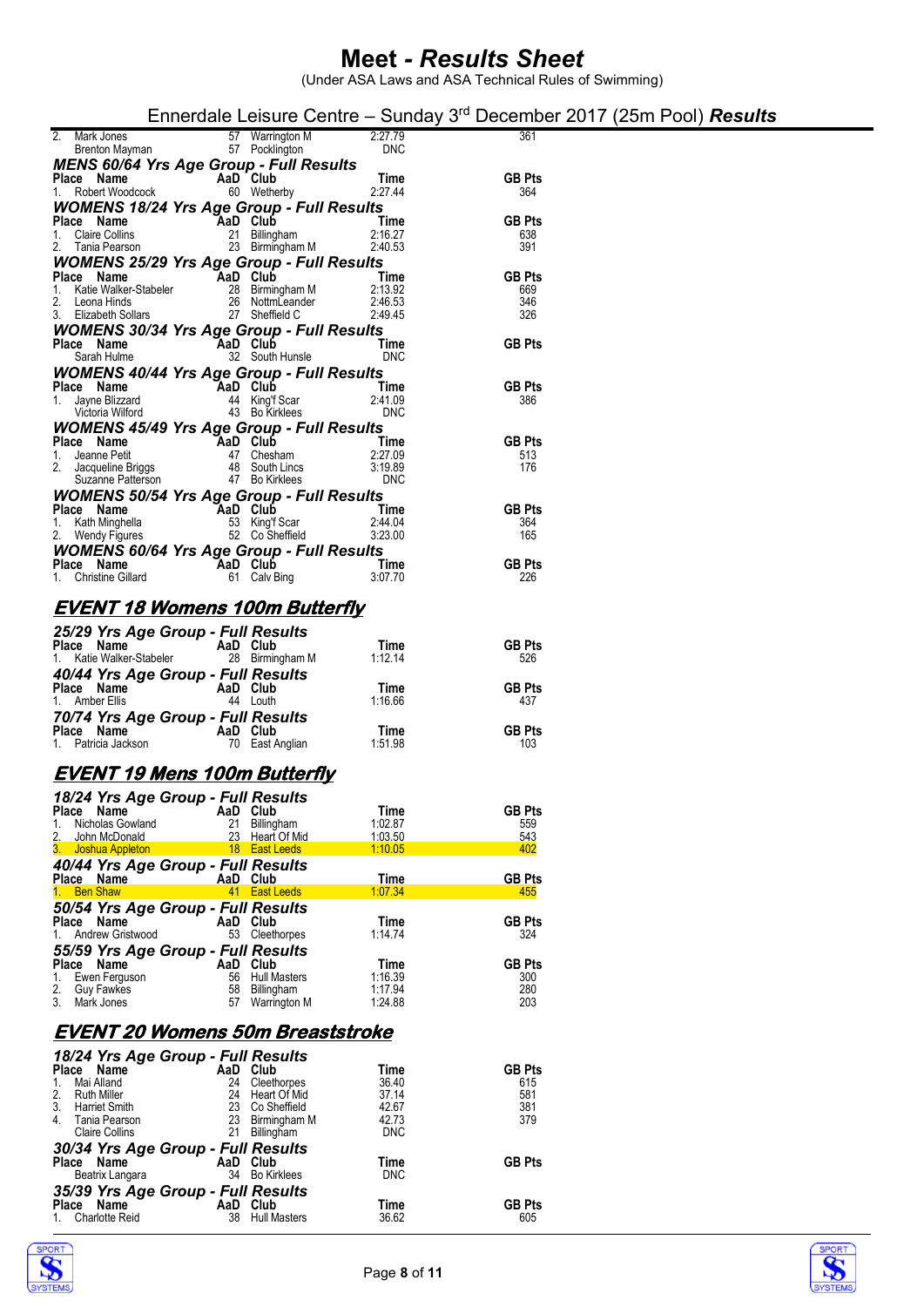# Meet - *Results Sheet*

(Under ASA Laws and ASA Technical Rules of Swimming)

## Ennerdale Leisure Centre – Sunday 3rd December 2017 (25m Pool) ***Results***

| Place | Name | AaD | Club | Time | GB Pts |
|---|---|---|---|---|---|
| 2. | Mark Jones | 57 | Warrington M | 2:27.79 | 361 |
| | Brenton Mayman | 57 | Pocklington | DNC | |

### *MENS 60/64 Yrs Age Group - Full Results*

| Place | Name | AaD | Club | Time | GB Pts |
|---|---|---|---|---|---|
| 1. | Robert Woodcock | 60 | Wetherby | 2:27.44 | 364 |

### *WOMENS 18/24 Yrs Age Group - Full Results*

| Place | Name | AaD | Club | Time | GB Pts |
|---|---|---|---|---|---|
| 1. | Claire Collins | 21 | Billingham | 2:16.27 | 638 |
| 2. | Tania Pearson | 23 | Birmingham M | 2:40.53 | 391 |

### *WOMENS 25/29 Yrs Age Group - Full Results*

| Place | Name | AaD | Club | Time | GB Pts |
|---|---|---|---|---|---|
| 1. | Katie Walker-Stabeler | 28 | Birmingham M | 2:13.92 | 669 |
| 2. | Leona Hinds | 26 | NottmLeander | 2:46.53 | 346 |
| 3. | Elizabeth Sollars | 27 | Sheffield C | 2:49.45 | 326 |

### *WOMENS 30/34 Yrs Age Group - Full Results*

| Place | Name | AaD | Club | Time | GB Pts |
|---|---|---|---|---|---|
| | Sarah Hulme | 32 | South Hunsle | DNC | |

### *WOMENS 40/44 Yrs Age Group - Full Results*

| Place | Name | AaD | Club | Time | GB Pts |
|---|---|---|---|---|---|
| 1. | Jayne Blizzard | 44 | King'f Scar | 2:41.09 | 386 |
| | Victoria Wilford | 43 | Bo Kirklees | DNC | |

### *WOMENS 45/49 Yrs Age Group - Full Results*

| Place | Name | AaD | Club | Time | GB Pts |
|---|---|---|---|---|---|
| 1. | Jeanne Petit | 47 | Chesham | 2:27.09 | 513 |
| 2. | Jacqueline Briggs | 48 | South Lincs | 3:19.89 | 176 |
| | Suzanne Patterson | 47 | Bo Kirklees | DNC | |

### *WOMENS 50/54 Yrs Age Group - Full Results*

| Place | Name | AaD | Club | Time | GB Pts |
|---|---|---|---|---|---|
| 1. | Kath Minghella | 53 | King'f Scar | 2:44.04 | 364 |
| 2. | Wendy Figures | 52 | Co Sheffield | 3:23.00 | 165 |

### *WOMENS 60/64 Yrs Age Group - Full Results*

| Place | Name | AaD | Club | Time | GB Pts |
|---|---|---|---|---|---|
| 1. | Christine Gillard | 61 | Calv Bing | 3:07.70 | 226 |

## *EVENT 18 Womens 100m Butterfly*

### *25/29 Yrs Age Group - Full Results*

| Place | Name | AaD | Club | Time | GB Pts |
|---|---|---|---|---|---|
| 1. | Katie Walker-Stabeler | 28 | Birmingham M | 1:12.14 | 526 |

### *40/44 Yrs Age Group - Full Results*

| Place | Name | AaD | Club | Time | GB Pts |
|---|---|---|---|---|---|
| 1. | Amber Ellis | 44 | Louth | 1:16.66 | 437 |

### *70/74 Yrs Age Group - Full Results*

| Place | Name | AaD | Club | Time | GB Pts |
|---|---|---|---|---|---|
| 1. | Patricia Jackson | 70 | East Anglian | 1:51.98 | 103 |

## *EVENT 19 Mens 100m Butterfly*

### *18/24 Yrs Age Group - Full Results*

| Place | Name | AaD | Club | Time | GB Pts |
|---|---|---|---|---|---|
| 1. | Nicholas Gowland | 21 | Billingham | 1:02.87 | 559 |
| 2. | John McDonald | 23 | Heart Of Mid | 1:03.50 | 543 |
| 3. | Joshua Appleton | 18 | East Leeds | 1:10.05 | 402 |

### *40/44 Yrs Age Group - Full Results*

| Place | Name | AaD | Club | Time | GB Pts |
|---|---|---|---|---|---|
| 1. | Ben Shaw | 41 | East Leeds | 1:07.34 | 455 |

### *50/54 Yrs Age Group - Full Results*

| Place | Name | AaD | Club | Time | GB Pts |
|---|---|---|---|---|---|
| 1. | Andrew Gristwood | 53 | Cleethorpes | 1:14.74 | 324 |

### *55/59 Yrs Age Group - Full Results*

| Place | Name | AaD | Club | Time | GB Pts |
|---|---|---|---|---|---|
| 1. | Ewen Ferguson | 56 | Hull Masters | 1:16.39 | 300 |
| 2. | Guy Fawkes | 58 | Billingham | 1:17.94 | 280 |
| 3. | Mark Jones | 57 | Warrington M | 1:24.88 | 203 |

## *EVENT 20 Womens 50m Breaststroke*

### *18/24 Yrs Age Group - Full Results*

| Place | Name | AaD | Club | Time | GB Pts |
|---|---|---|---|---|---|
| 1. | Mai Alland | 24 | Cleethorpes | 36.40 | 615 |
| 2. | Ruth Miller | 24 | Heart Of Mid | 37.14 | 581 |
| 3. | Harriet Smith | 23 | Co Sheffield | 42.67 | 381 |
| 4. | Tania Pearson | 23 | Birmingham M | 42.73 | 379 |
| | Claire Collins | 21 | Billingham | DNC | |

### *30/34 Yrs Age Group - Full Results*

| Place | Name | AaD | Club | Time | GB Pts |
|---|---|---|---|---|---|
| | Beatrix Langara | 34 | Bo Kirklees | DNC | |

### *35/39 Yrs Age Group - Full Results*

| Place | Name | AaD | Club | Time | GB Pts |
|---|---|---|---|---|---|
| 1. | Charlotte Reid | 38 | Hull Masters | 36.62 | 605 |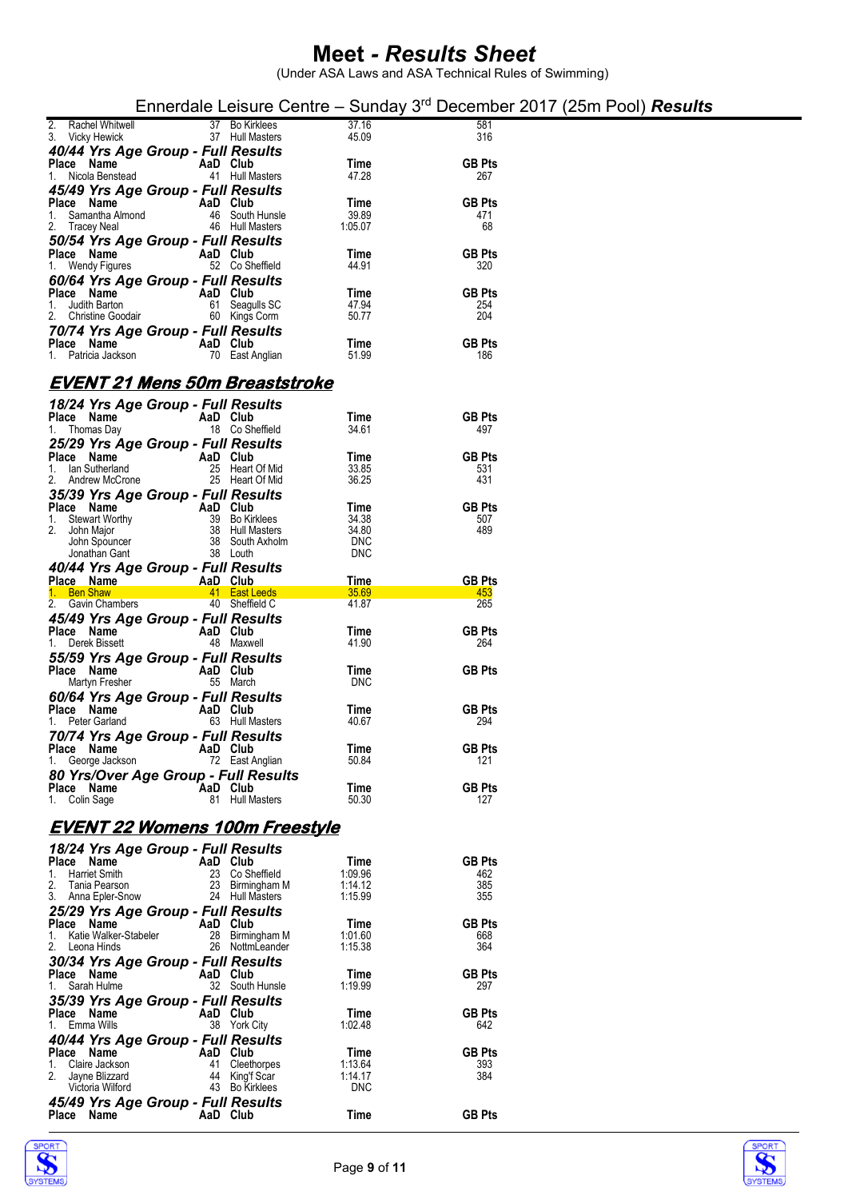# Meet - *Results Sheet*

(Under ASA Laws and ASA Technical Rules of Swimming)

## Ennerdale Leisure Centre – Sunday 3rd December 2017 (25m Pool) ***Results***

| Place | Name | AaD | Club | Time | GB Pts |
|---|---|---|---|---|---|
| 2. | Rachel Whitwell | 37 | Bo Kirklees | 37.16 | 581 |
| 3. | Vicky Hewick | 37 | Hull Masters | 45.09 | 316 |

### *40/44 Yrs Age Group - Full Results*

| Place | Name | AaD | Club | Time | GB Pts |
|---|---|---|---|---|---|
| 1. | Nicola Benstead | 41 | Hull Masters | 47.28 | 267 |

### *45/49 Yrs Age Group - Full Results*

| Place | Name | AaD | Club | Time | GB Pts |
|---|---|---|---|---|---|
| 1. | Samantha Almond | 46 | South Hunsle | 39.89 | 471 |
| 2. | Tracey Neal | 46 | Hull Masters | 1:05.07 | 68 |

### *50/54 Yrs Age Group - Full Results*

| Place | Name | AaD | Club | Time | GB Pts |
|---|---|---|---|---|---|
| 1. | Wendy Figures | 52 | Co Sheffield | 44.91 | 320 |

### *60/64 Yrs Age Group - Full Results*

| Place | Name | AaD | Club | Time | GB Pts |
|---|---|---|---|---|---|
| 1. | Judith Barton | 61 | Seagulls SC | 47.94 | 254 |
| 2. | Christine Goodair | 60 | Kings Corm | 50.77 | 204 |

### *70/74 Yrs Age Group - Full Results*

| Place | Name | AaD | Club | Time | GB Pts |
|---|---|---|---|---|---|
| 1. | Patricia Jackson | 70 | East Anglian | 51.99 | 186 |

## *EVENT 21 Mens 50m Breaststroke*

### *18/24 Yrs Age Group - Full Results*

| Place | Name | AaD | Club | Time | GB Pts |
|---|---|---|---|---|---|
| 1. | Thomas Day | 18 | Co Sheffield | 34.61 | 497 |

### *25/29 Yrs Age Group - Full Results*

| Place | Name | AaD | Club | Time | GB Pts |
|---|---|---|---|---|---|
| 1. | Ian Sutherland | 25 | Heart Of Mid | 33.85 | 531 |
| 2. | Andrew McCrone | 25 | Heart Of Mid | 36.25 | 431 |

### *35/39 Yrs Age Group - Full Results*

| Place | Name | AaD | Club | Time | GB Pts |
|---|---|---|---|---|---|
| 1. | Stewart Worthy | 39 | Bo Kirklees | 34.38 | 507 |
| 2. | John Major | 38 | Hull Masters | 34.80 | 489 |
| | John Spouncer | 38 | South Axholm | DNC | |
| | Jonathan Gant | 38 | Louth | DNC | |

### *40/44 Yrs Age Group - Full Results*

| Place | Name | AaD | Club | Time | GB Pts |
|---|---|---|---|---|---|
| 1. | Ben Shaw | 41 | East Leeds | 35.69 | 453 |
| 2. | Gavin Chambers | 40 | Sheffield C | 41.87 | 265 |

### *45/49 Yrs Age Group - Full Results*

| Place | Name | AaD | Club | Time | GB Pts |
|---|---|---|---|---|---|
| 1. | Derek Bissett | 48 | Maxwell | 41.90 | 264 |

### *55/59 Yrs Age Group - Full Results*

| Place | Name | AaD | Club | Time | GB Pts |
|---|---|---|---|---|---|
| | Martyn Fresher | 55 | March | DNC | |

### *60/64 Yrs Age Group - Full Results*

| Place | Name | AaD | Club | Time | GB Pts |
|---|---|---|---|---|---|
| 1. | Peter Garland | 63 | Hull Masters | 40.67 | 294 |

### *70/74 Yrs Age Group - Full Results*

| Place | Name | AaD | Club | Time | GB Pts |
|---|---|---|---|---|---|
| 1. | George Jackson | 72 | East Anglian | 50.84 | 121 |

### *80 Yrs/Over Age Group - Full Results*

| Place | Name | AaD | Club | Time | GB Pts |
|---|---|---|---|---|---|
| 1. | Colin Sage | 81 | Hull Masters | 50.30 | 127 |

## *EVENT 22 Womens 100m Freestyle*

### *18/24 Yrs Age Group - Full Results*

| Place | Name | AaD | Club | Time | GB Pts |
|---|---|---|---|---|---|
| 1. | Harriet Smith | 23 | Co Sheffield | 1:09.96 | 462 |
| 2. | Tania Pearson | 23 | Birmingham M | 1:14.12 | 385 |
| 3. | Anna Epler-Snow | 24 | Hull Masters | 1:15.99 | 355 |

### *25/29 Yrs Age Group - Full Results*

| Place | Name | AaD | Club | Time | GB Pts |
|---|---|---|---|---|---|
| 1. | Katie Walker-Stabeler | 28 | Birmingham M | 1:01.60 | 668 |
| 2. | Leona Hinds | 26 | NottmLeander | 1:15.38 | 364 |

### *30/34 Yrs Age Group - Full Results*

| Place | Name | AaD | Club | Time | GB Pts |
|---|---|---|---|---|---|
| 1. | Sarah Hulme | 32 | South Hunsle | 1:19.99 | 297 |

### *35/39 Yrs Age Group - Full Results*

| Place | Name | AaD | Club | Time | GB Pts |
|---|---|---|---|---|---|
| 1. | Emma Wills | 38 | York City | 1:02.48 | 642 |

### *40/44 Yrs Age Group - Full Results*

| Place | Name | AaD | Club | Time | GB Pts |
|---|---|---|---|---|---|
| 1. | Claire Jackson | 41 | Cleethorpes | 1:13.64 | 393 |
| 2. | Jayne Blizzard | 44 | King'f Scar | 1:14.17 | 384 |
| | Victoria Wilford | 43 | Bo Kirklees | DNC | |

### *45/49 Yrs Age Group - Full Results*

| Place | Name | AaD | Club | Time | GB Pts |
|---|---|---|---|---|---|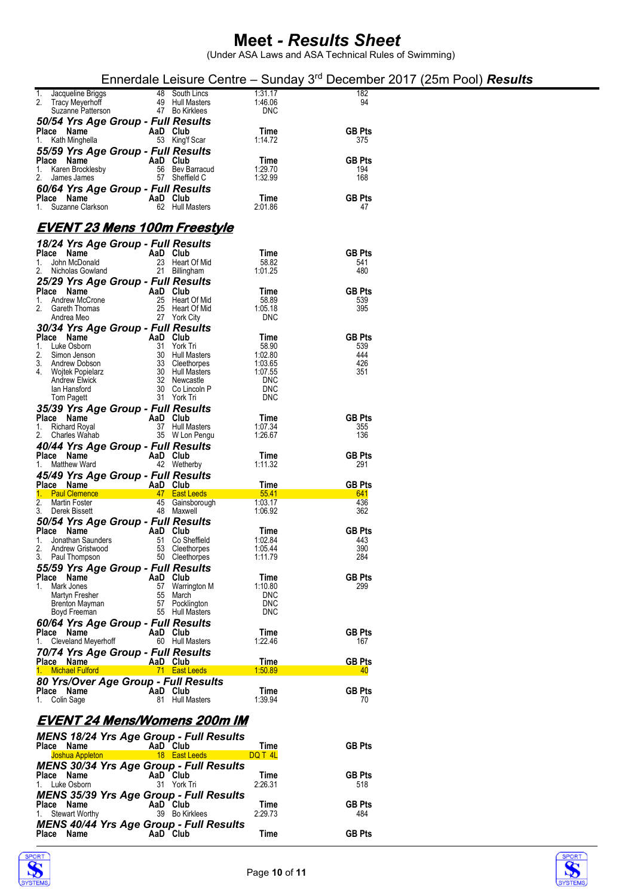# Meet - *Results Sheet*

(Under ASA Laws and ASA Technical Rules of Swimming)

## Ennerdale Leisure Centre – Sunday 3rd December 2017 (25m Pool) ***Results***

| Place | Name | AaD | Club | Time | GB Pts |
|---|---|---|---|---|---|
| 1. | Jacqueline Briggs | 48 | South Lincs | 1:31.17 | 182 |
| 2. | Tracy Meyerhoff | 49 | Hull Masters | 1:46.06 | 94 |
| | Suzanne Patterson | 47 | Bo Kirklees | DNC | |

### *50/54 Yrs Age Group - Full Results*

| Place | Name | AaD | Club | Time | GB Pts |
|---|---|---|---|---|---|
| 1. | Kath Minghella | 53 | King'f Scar | 1:14.72 | 375 |

### *55/59 Yrs Age Group - Full Results*

| Place | Name | AaD | Club | Time | GB Pts |
|---|---|---|---|---|---|
| 1. | Karen Brocklesby | 56 | Bev Barracud | 1:29.70 | 194 |
| 2. | James James | 57 | Sheffield C | 1:32.99 | 168 |

### *60/64 Yrs Age Group - Full Results*

| Place | Name | AaD | Club | Time | GB Pts |
|---|---|---|---|---|---|
| 1. | Suzanne Clarkson | 62 | Hull Masters | 2:01.86 | 47 |

## *EVENT 23 Mens 100m Freestyle*

### *18/24 Yrs Age Group - Full Results*

| Place | Name | AaD | Club | Time | GB Pts |
|---|---|---|---|---|---|
| 1. | John McDonald | 23 | Heart Of Mid | 58.82 | 541 |
| 2. | Nicholas Gowland | 21 | Billingham | 1:01.25 | 480 |

### *25/29 Yrs Age Group - Full Results*

| Place | Name | AaD | Club | Time | GB Pts |
|---|---|---|---|---|---|
| 1. | Andrew McCrone | 25 | Heart Of Mid | 58.89 | 539 |
| 2. | Gareth Thomas | 25 | Heart Of Mid | 1:05.18 | 395 |
| | Andrea Meo | 27 | York City | DNC | |

### *30/34 Yrs Age Group - Full Results*

| Place | Name | AaD | Club | Time | GB Pts |
|---|---|---|---|---|---|
| 1. | Luke Osborn | 31 | York Tri | 58.90 | 539 |
| 2. | Simon Jenson | 30 | Hull Masters | 1:02.80 | 444 |
| 3. | Andrew Dobson | 33 | Cleethorpes | 1:03.65 | 426 |
| 4. | Wojtek Popielarz | 30 | Hull Masters | 1:07.55 | 351 |
| | Andrew Elwick | 32 | Newcastle | DNC | |
| | Ian Hansford | 30 | Co Lincoln P | DNC | |
| | Tom Pagett | 31 | York Tri | DNC | |

### *35/39 Yrs Age Group - Full Results*

| Place | Name | AaD | Club | Time | GB Pts |
|---|---|---|---|---|---|
| 1. | Richard Royal | 37 | Hull Masters | 1:07.34 | 355 |
| 2. | Charles Wahab | 35 | W Lon Pengu | 1:26.67 | 136 |

### *40/44 Yrs Age Group - Full Results*

| Place | Name | AaD | Club | Time | GB Pts |
|---|---|---|---|---|---|
| 1. | Matthew Ward | 42 | Wetherby | 1:11.32 | 291 |

### *45/49 Yrs Age Group - Full Results*

| Place | Name | AaD | Club | Time | GB Pts |
|---|---|---|---|---|---|
| 1. | Paul Clemence | 47 | East Leeds | 55.41 | 641 |
| 2. | Martin Foster | 45 | Gainsborough | 1:03.17 | 436 |
| 3. | Derek Bissett | 48 | Maxwell | 1:06.92 | 362 |

### *50/54 Yrs Age Group - Full Results*

| Place | Name | AaD | Club | Time | GB Pts |
|---|---|---|---|---|---|
| 1. | Jonathan Saunders | 51 | Co Sheffield | 1:02.84 | 443 |
| 2. | Andrew Gristwood | 53 | Cleethorpes | 1:05.44 | 390 |
| 3. | Paul Thompson | 50 | Cleethorpes | 1:11.79 | 284 |

### *55/59 Yrs Age Group - Full Results*

| Place | Name | AaD | Club | Time | GB Pts |
|---|---|---|---|---|---|
| 1. | Mark Jones | 57 | Warrington M | 1:10.80 | 299 |
| | Martyn Fresher | 55 | March | DNC | |
| | Brenton Mayman | 57 | Pocklington | DNC | |
| | Boyd Freeman | 55 | Hull Masters | DNC | |

### *60/64 Yrs Age Group - Full Results*

| Place | Name | AaD | Club | Time | GB Pts |
|---|---|---|---|---|---|
| 1. | Cleveland Meyerhoff | 60 | Hull Masters | 1:22.46 | 167 |

### *70/74 Yrs Age Group - Full Results*

| Place | Name | AaD | Club | Time | GB Pts |
|---|---|---|---|---|---|
| 1. | Michael Fulford | 71 | East Leeds | 1:50.89 | 40 |

### *80 Yrs/Over Age Group - Full Results*

| Place | Name | AaD | Club | Time | GB Pts |
|---|---|---|---|---|---|
| 1. | Colin Sage | 81 | Hull Masters | 1:39.94 | 70 |

## *EVENT 24 Mens/Womens 200m IM*

### *MENS 18/24 Yrs Age Group - Full Results*

| Place | Name | AaD | Club | Time | GB Pts |
|---|---|---|---|---|---|
| | Joshua Appleton | 18 | East Leeds | DQ T 4L | |

### *MENS 30/34 Yrs Age Group - Full Results*

| Place | Name | AaD | Club | Time | GB Pts |
|---|---|---|---|---|---|
| 1. | Luke Osborn | 31 | York Tri | 2:26.31 | 518 |

### *MENS 35/39 Yrs Age Group - Full Results*

| Place | Name | AaD | Club | Time | GB Pts |
|---|---|---|---|---|---|
| 1. | Stewart Worthy | 39 | Bo Kirklees | 2:29.73 | 484 |

### *MENS 40/44 Yrs Age Group - Full Results*

| Place | Name | AaD | Club | Time | GB Pts |
|---|---|---|---|---|---|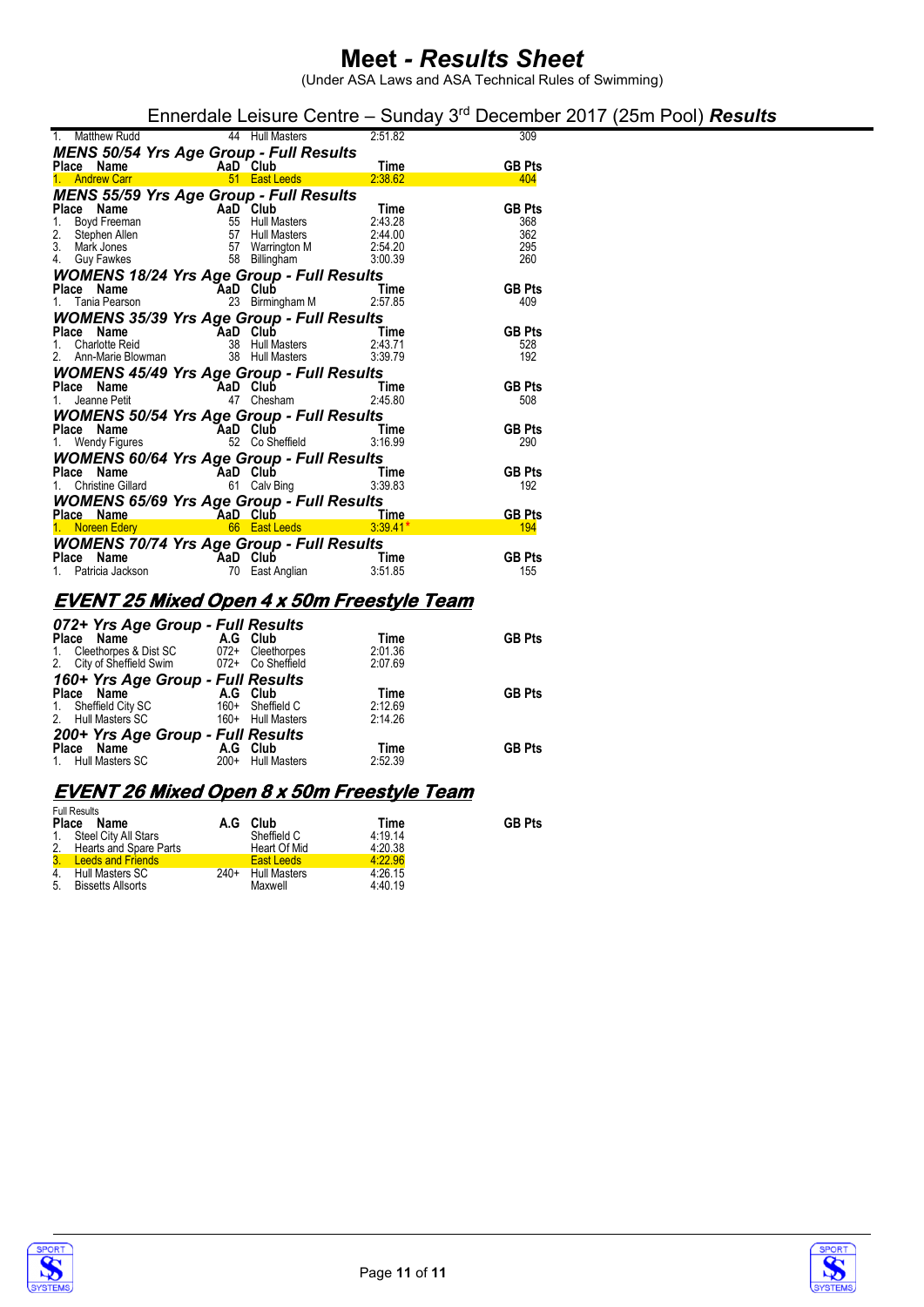# Meet - *Results Sheet*

(Under ASA Laws and ASA Technical Rules of Swimming)

## Ennerdale Leisure Centre – Sunday 3rd December 2017 (25m Pool) ***Results***

| Place | Name | AaD | Club | Time | GB Pts |
|---|---|---|---|---|---|
| 1. | Matthew Rudd | 44 | Hull Masters | 2:51.82 | 309 |

### *MENS 50/54 Yrs Age Group - Full Results*

| Place | Name | AaD | Club | Time | GB Pts |
|---|---|---|---|---|---|
| 1. | Andrew Carr | 51 | East Leeds | 2:38.62 | 404 |

### *MENS 55/59 Yrs Age Group - Full Results*

| Place | Name | AaD | Club | Time | GB Pts |
|---|---|---|---|---|---|
| 1. | Boyd Freeman | 55 | Hull Masters | 2:43.28 | 368 |
| 2. | Stephen Allen | 57 | Hull Masters | 2:44.00 | 362 |
| 3. | Mark Jones | 57 | Warrington M | 2:54.20 | 295 |
| 4. | Guy Fawkes | 58 | Billingham | 3:00.39 | 260 |

### *WOMENS 18/24 Yrs Age Group - Full Results*

| Place | Name | AaD | Club | Time | GB Pts |
|---|---|---|---|---|---|
| 1. | Tania Pearson | 23 | Birmingham M | 2:57.85 | 409 |

### *WOMENS 35/39 Yrs Age Group - Full Results*

| Place | Name | AaD | Club | Time | GB Pts |
|---|---|---|---|---|---|
| 1. | Charlotte Reid | 38 | Hull Masters | 2:43.71 | 528 |
| 2. | Ann-Marie Blowman | 38 | Hull Masters | 3:39.79 | 192 |

### *WOMENS 45/49 Yrs Age Group - Full Results*

| Place | Name | AaD | Club | Time | GB Pts |
|---|---|---|---|---|---|
| 1. | Jeanne Petit | 47 | Chesham | 2:45.80 | 508 |

### *WOMENS 50/54 Yrs Age Group - Full Results*

| Place | Name | AaD | Club | Time | GB Pts |
|---|---|---|---|---|---|
| 1. | Wendy Figures | 52 | Co Sheffield | 3:16.99 | 290 |

### *WOMENS 60/64 Yrs Age Group - Full Results*

| Place | Name | AaD | Club | Time | GB Pts |
|---|---|---|---|---|---|
| 1. | Christine Gillard | 61 | Calv Bing | 3:39.83 | 192 |

### *WOMENS 65/69 Yrs Age Group - Full Results*

| Place | Name | AaD | Club | Time | GB Pts |
|---|---|---|---|---|---|
| 1. | Noreen Edery | 66 | East Leeds | 3:39.41* | 194 |

### *WOMENS 70/74 Yrs Age Group - Full Results*

| Place | Name | AaD | Club | Time | GB Pts |
|---|---|---|---|---|---|
| 1. | Patricia Jackson | 70 | East Anglian | 3:51.85 | 155 |

## *EVENT 25 Mixed Open 4 x 50m Freestyle Team*

### *072+ Yrs Age Group - Full Results*

| Place | Name | A.G | Club | Time | GB Pts |
|---|---|---|---|---|---|
| 1. | Cleethorpes & Dist SC | 072+ | Cleethorpes | 2:01.36 | |
| 2. | City of Sheffield Swim | 072+ | Co Sheffield | 2:07.69 | |

### *160+ Yrs Age Group - Full Results*

| Place | Name | A.G | Club | Time | GB Pts |
|---|---|---|---|---|---|
| 1. | Sheffield City SC | 160+ | Sheffield C | 2:12.69 | |
| 2. | Hull Masters SC | 160+ | Hull Masters | 2:14.26 | |

### *200+ Yrs Age Group - Full Results*

| Place | Name | A.G | Club | Time | GB Pts |
|---|---|---|---|---|---|
| 1. | Hull Masters SC | 200+ | Hull Masters | 2:52.39 | |

## *EVENT 26 Mixed Open 8 x 50m Freestyle Team*

Full Results

| Place | Name | A.G | Club | Time | GB Pts |
|---|---|---|---|---|---|
| 1. | Steel City All Stars | | Sheffield C | 4:19.14 | |
| 2. | Hearts and Spare Parts | | Heart Of Mid | 4:20.38 | |
| 3. | Leeds and Friends | | East Leeds | 4:22.96 | |
| 4. | Hull Masters SC | 240+ | Hull Masters | 4:26.15 | |
| 5. | Bissetts Allsorts | | Maxwell | 4:40.19 | |